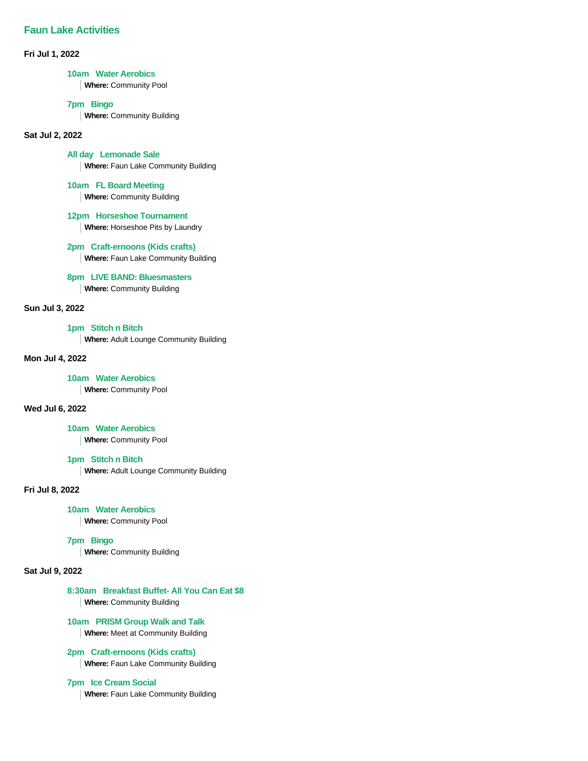## Faun Lake Activities

**Fri Jul 1, 2022**

**10am Water Aerobics**
**Where:** Community Pool

**7pm Bingo**
**Where:** Community Building

**Sat Jul 2, 2022**

**All day Lemonade Sale**
**Where:** Faun Lake Community Building

**10am FL Board Meeting**
**Where:** Community Building

**12pm Horseshoe Tournament**
**Where:** Horseshoe Pits by Laundry

**2pm Craft-ernoons (Kids crafts)**
**Where:** Faun Lake Community Building

**8pm LIVE BAND: Bluesmasters**
**Where:** Community Building

**Sun Jul 3, 2022**

**1pm Stitch n Bitch**
**Where:** Adult Lounge Community Building

**Mon Jul 4, 2022**

**10am Water Aerobics**
**Where:** Community Pool

**Wed Jul 6, 2022**

**10am Water Aerobics**
**Where:** Community Pool

**1pm Stitch n Bitch**
**Where:** Adult Lounge Community Building

**Fri Jul 8, 2022**

**10am Water Aerobics**
**Where:** Community Pool

**7pm Bingo**
**Where:** Community Building

**Sat Jul 9, 2022**

**8:30am Breakfast Buffet- All You Can Eat $8**
**Where:** Community Building

**10am PRISM Group Walk and Talk**
**Where:** Meet at Community Building

**2pm Craft-ernoons (Kids crafts)**
**Where:** Faun Lake Community Building

**7pm Ice Cream Social**
**Where:** Faun Lake Community Building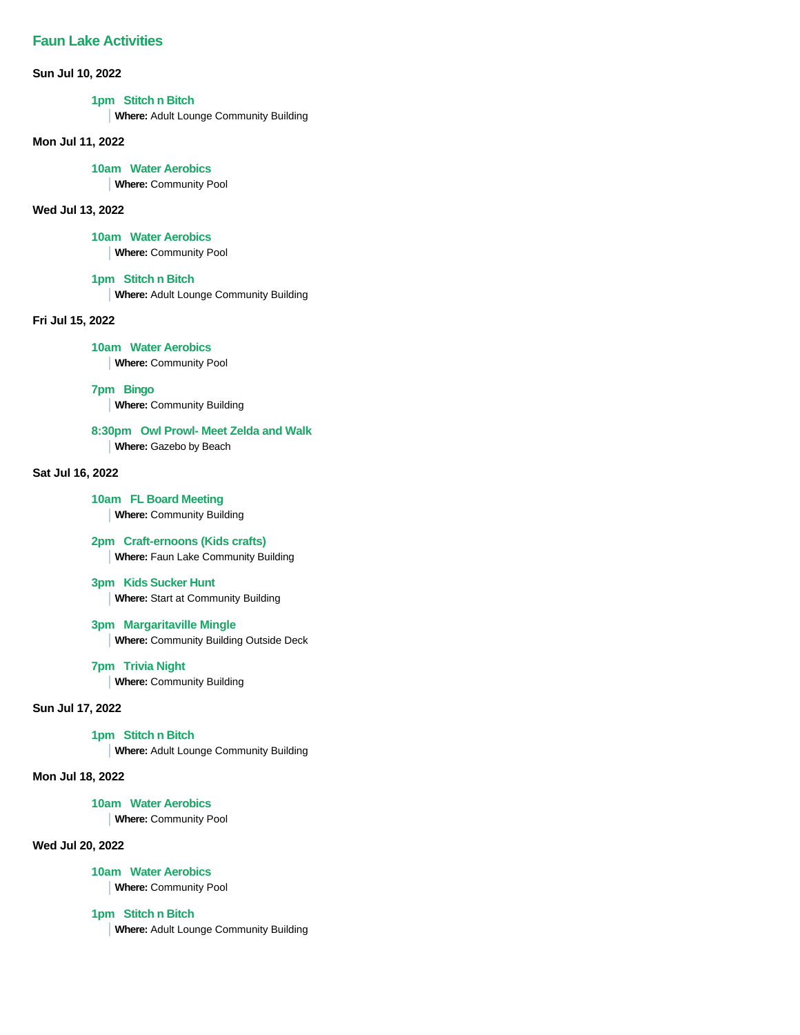## Faun Lake Activities

**Sun Jul 10, 2022**

### 1pm Stitch n Bitch

**Where:** Adult Lounge Community Building

**Mon Jul 11, 2022**

### 10am Water Aerobics

**Where:** Community Pool

**Wed Jul 13, 2022**

### 10am Water Aerobics

**Where:** Community Pool

### 1pm Stitch n Bitch

**Where:** Adult Lounge Community Building

**Fri Jul 15, 2022**

### 10am Water Aerobics

**Where:** Community Pool

### 7pm Bingo

**Where:** Community Building

### 8:30pm Owl Prowl- Meet Zelda and Walk

**Where:** Gazebo by Beach

**Sat Jul 16, 2022**

### 10am FL Board Meeting

**Where:** Community Building

### 2pm Craft-ernoons (Kids crafts)

**Where:** Faun Lake Community Building

### 3pm Kids Sucker Hunt

**Where:** Start at Community Building

### 3pm Margaritaville Mingle

**Where:** Community Building Outside Deck

### 7pm Trivia Night

**Where:** Community Building

**Sun Jul 17, 2022**

### 1pm Stitch n Bitch

**Where:** Adult Lounge Community Building

**Mon Jul 18, 2022**

### 10am Water Aerobics

**Where:** Community Pool

**Wed Jul 20, 2022**

### 10am Water Aerobics

**Where:** Community Pool

### 1pm Stitch n Bitch

**Where:** Adult Lounge Community Building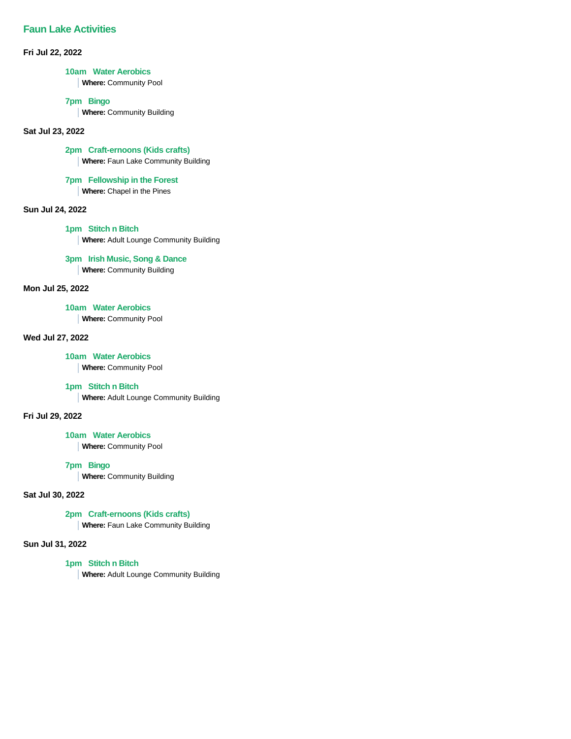## Faun Lake Activities

**Fri Jul 22, 2022**

**10am Water Aerobics**
**Where:** Community Pool

**7pm Bingo**
**Where:** Community Building

**Sat Jul 23, 2022**

**2pm Craft-ernoons (Kids crafts)**
**Where:** Faun Lake Community Building

**7pm Fellowship in the Forest**
**Where:** Chapel in the Pines

**Sun Jul 24, 2022**

**1pm Stitch n Bitch**
**Where:** Adult Lounge Community Building

**3pm Irish Music, Song & Dance**
**Where:** Community Building

**Mon Jul 25, 2022**

**10am Water Aerobics**
**Where:** Community Pool

**Wed Jul 27, 2022**

**10am Water Aerobics**
**Where:** Community Pool

**1pm Stitch n Bitch**
**Where:** Adult Lounge Community Building

**Fri Jul 29, 2022**

**10am Water Aerobics**
**Where:** Community Pool

**7pm Bingo**
**Where:** Community Building

**Sat Jul 30, 2022**

**2pm Craft-ernoons (Kids crafts)**
**Where:** Faun Lake Community Building

**Sun Jul 31, 2022**

**1pm Stitch n Bitch**
**Where:** Adult Lounge Community Building